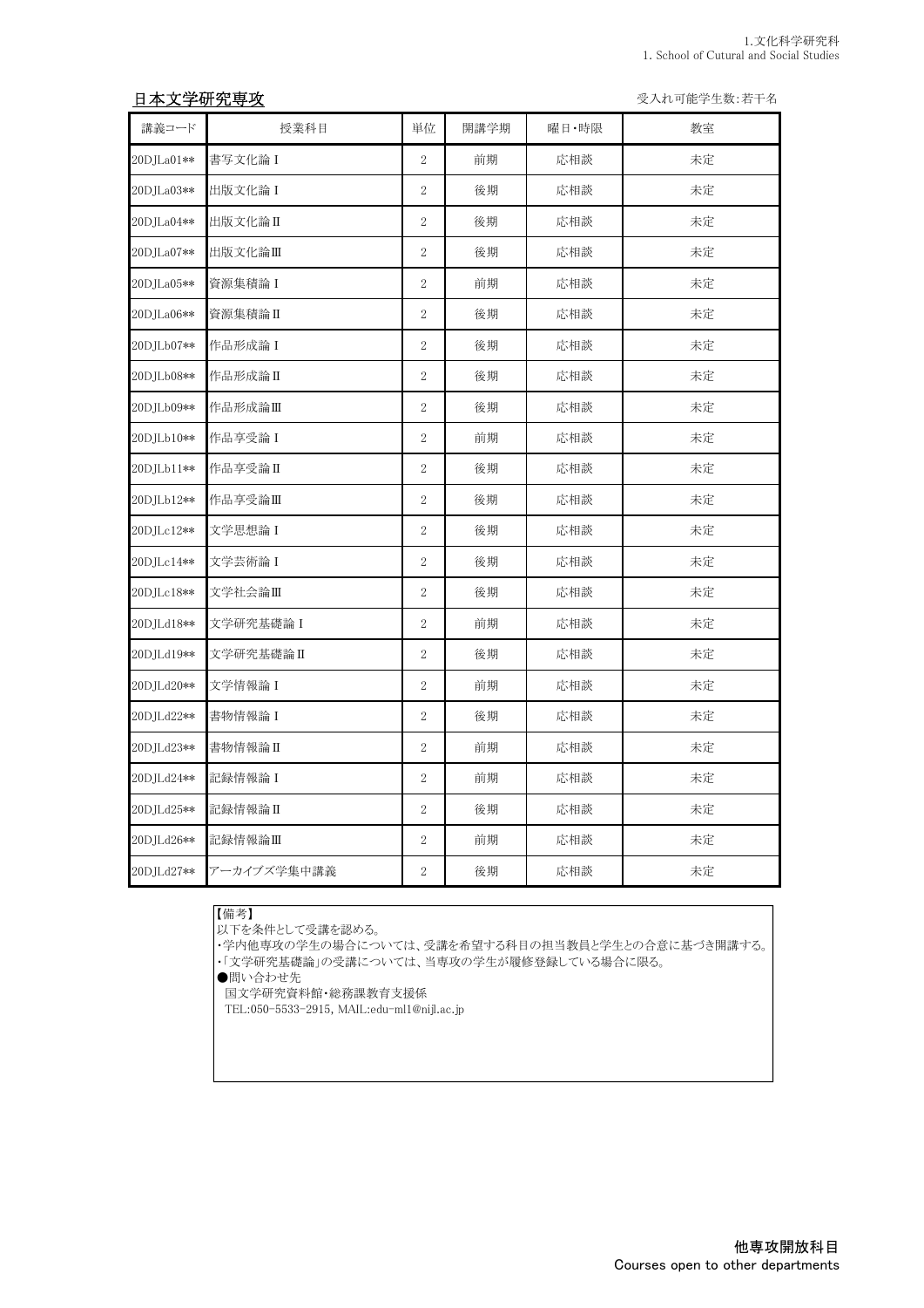1.文化科学研究科
1. School of Cutural and Social Studies

## 日本文学研究専攻

受入れ可能学生数:若干名

| 講義コード | 授業科目 | 単位 | 開講学期 | 曜日・時限 | 教室 |
|---|---|---|---|---|---|
| 20DJLa01** | 書写文化論Ⅰ | 2 | 前期 | 応相談 | 未定 |
| 20DJLa03** | 出版文化論Ⅰ | 2 | 後期 | 応相談 | 未定 |
| 20DJLa04** | 出版文化論Ⅱ | 2 | 後期 | 応相談 | 未定 |
| 20DJLa07** | 出版文化論Ⅲ | 2 | 後期 | 応相談 | 未定 |
| 20DJLa05** | 資源集積論Ⅰ | 2 | 前期 | 応相談 | 未定 |
| 20DJLa06** | 資源集積論Ⅱ | 2 | 後期 | 応相談 | 未定 |
| 20DJLb07** | 作品形成論Ⅰ | 2 | 後期 | 応相談 | 未定 |
| 20DJLb08** | 作品形成論Ⅱ | 2 | 後期 | 応相談 | 未定 |
| 20DJLb09** | 作品形成論Ⅲ | 2 | 後期 | 応相談 | 未定 |
| 20DJLb10** | 作品享受論Ⅰ | 2 | 前期 | 応相談 | 未定 |
| 20DJLb11** | 作品享受論Ⅱ | 2 | 後期 | 応相談 | 未定 |
| 20DJLb12** | 作品享受論Ⅲ | 2 | 後期 | 応相談 | 未定 |
| 20DJLc12** | 文学思想論Ⅰ | 2 | 後期 | 応相談 | 未定 |
| 20DJLc14** | 文学芸術論Ⅰ | 2 | 後期 | 応相談 | 未定 |
| 20DJLc18** | 文学社会論Ⅲ | 2 | 後期 | 応相談 | 未定 |
| 20DJLd18** | 文学研究基礎論Ⅰ | 2 | 前期 | 応相談 | 未定 |
| 20DJLd19** | 文学研究基礎論Ⅱ | 2 | 後期 | 応相談 | 未定 |
| 20DJLd20** | 文学情報論Ⅰ | 2 | 前期 | 応相談 | 未定 |
| 20DJLd22** | 書物情報論Ⅰ | 2 | 後期 | 応相談 | 未定 |
| 20DJLd23** | 書物情報論Ⅱ | 2 | 前期 | 応相談 | 未定 |
| 20DJLd24** | 記録情報論Ⅰ | 2 | 前期 | 応相談 | 未定 |
| 20DJLd25** | 記録情報論Ⅱ | 2 | 後期 | 応相談 | 未定 |
| 20DJLd26** | 記録情報論Ⅲ | 2 | 前期 | 応相談 | 未定 |
| 20DJLd27** | アーカイブズ学集中講義 | 2 | 後期 | 応相談 | 未定 |

【備考】
以下を条件として受講を認める。
・学内他専攻の学生の場合については、受講を希望する科目の担当教員と学生との合意に基づき開講する。
・「文学研究基礎論」の受講については、当専攻の学生が履修登録している場合に限る。
●問い合わせ先
　国文学研究資料館・総務課教育支援係
　TEL:050-5533-2915, MAIL:edu-ml1@nijl.ac.jp

**他専攻開放科目**
Courses open to other departments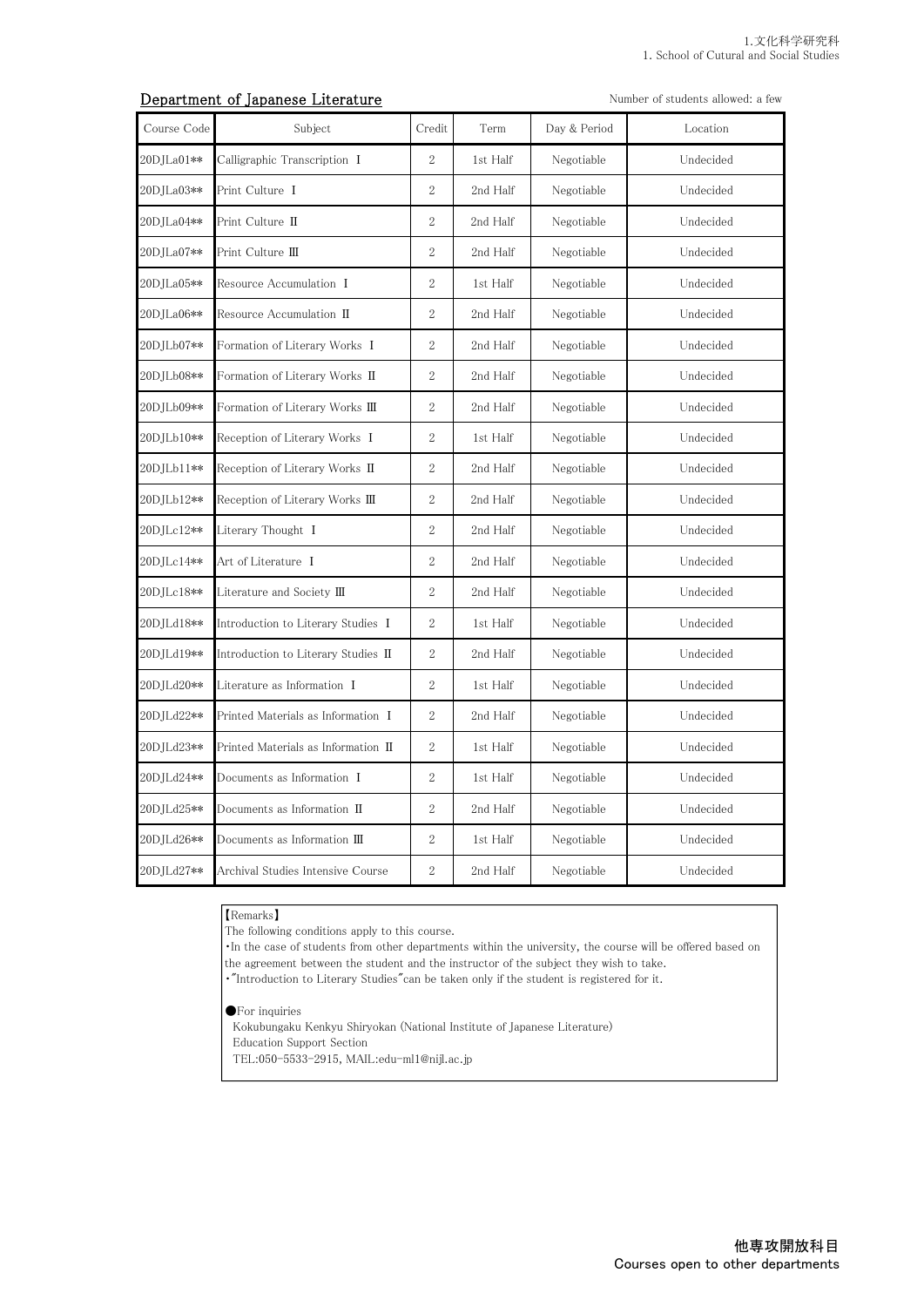1.文化科学研究科
1. School of Cutural and Social Studies

## Department of Japanese Literature

Number of students allowed: a few

| Course Code | Subject | Credit | Term | Day & Period | Location |
|---|---|---|---|---|---|
| 20DJLa01** | Calligraphic Transcription Ⅰ | 2 | 1st Half | Negotiable | Undecided |
| 20DJLa03** | Print Culture Ⅰ | 2 | 2nd Half | Negotiable | Undecided |
| 20DJLa04** | Print Culture Ⅱ | 2 | 2nd Half | Negotiable | Undecided |
| 20DJLa07** | Print Culture Ⅲ | 2 | 2nd Half | Negotiable | Undecided |
| 20DJLa05** | Resource Accumulation Ⅰ | 2 | 1st Half | Negotiable | Undecided |
| 20DJLa06** | Resource Accumulation Ⅱ | 2 | 2nd Half | Negotiable | Undecided |
| 20DJLb07** | Formation of Literary Works Ⅰ | 2 | 2nd Half | Negotiable | Undecided |
| 20DJLb08** | Formation of Literary Works Ⅱ | 2 | 2nd Half | Negotiable | Undecided |
| 20DJLb09** | Formation of Literary Works Ⅲ | 2 | 2nd Half | Negotiable | Undecided |
| 20DJLb10** | Reception of Literary Works Ⅰ | 2 | 1st Half | Negotiable | Undecided |
| 20DJLb11** | Reception of Literary Works Ⅱ | 2 | 2nd Half | Negotiable | Undecided |
| 20DJLb12** | Reception of Literary Works Ⅲ | 2 | 2nd Half | Negotiable | Undecided |
| 20DJLc12** | Literary Thought Ⅰ | 2 | 2nd Half | Negotiable | Undecided |
| 20DJLc14** | Art of Literature Ⅰ | 2 | 2nd Half | Negotiable | Undecided |
| 20DJLc18** | Literature and Society Ⅲ | 2 | 2nd Half | Negotiable | Undecided |
| 20DJLd18** | Introduction to Literary Studies Ⅰ | 2 | 1st Half | Negotiable | Undecided |
| 20DJLd19** | Introduction to Literary Studies Ⅱ | 2 | 2nd Half | Negotiable | Undecided |
| 20DJLd20** | Literature as Information Ⅰ | 2 | 1st Half | Negotiable | Undecided |
| 20DJLd22** | Printed Materials as Information Ⅰ | 2 | 2nd Half | Negotiable | Undecided |
| 20DJLd23** | Printed Materials as Information Ⅱ | 2 | 1st Half | Negotiable | Undecided |
| 20DJLd24** | Documents as Information Ⅰ | 2 | 1st Half | Negotiable | Undecided |
| 20DJLd25** | Documents as Information Ⅱ | 2 | 2nd Half | Negotiable | Undecided |
| 20DJLd26** | Documents as Information Ⅲ | 2 | 1st Half | Negotiable | Undecided |
| 20DJLd27** | Archival Studies Intensive Course | 2 | 2nd Half | Negotiable | Undecided |

【Remarks】
The following conditions apply to this course.
・In the case of students from other departments within the university, the course will be offered based on the agreement between the student and the instructor of the subject they wish to take.
・"Introduction to Literary Studies" can be taken only if the student is registered for it.

●For inquiries
Kokubungaku Kenkyu Shiryokan (National Institute of Japanese Literature)
Education Support Section
TEL:050-5533-2915, MAIL:edu-ml1@nijl.ac.jp

**他専攻開放科目**
**Courses open to other departments**